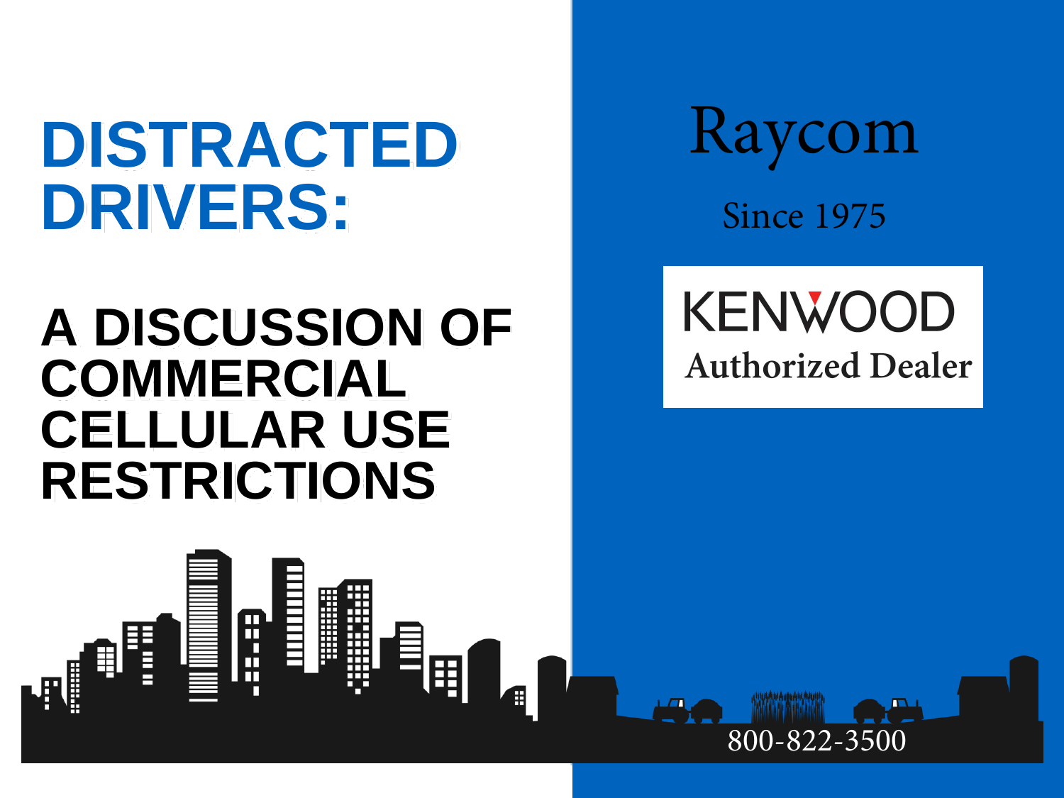# DISTRACTED DRIVERS:

## A DISCUSSION OF COMMERCIAL CELLULAR USE RESTRICTIONS

Raycom

Since 1975

KENWOOD

Authorized Dealer

800-822-3500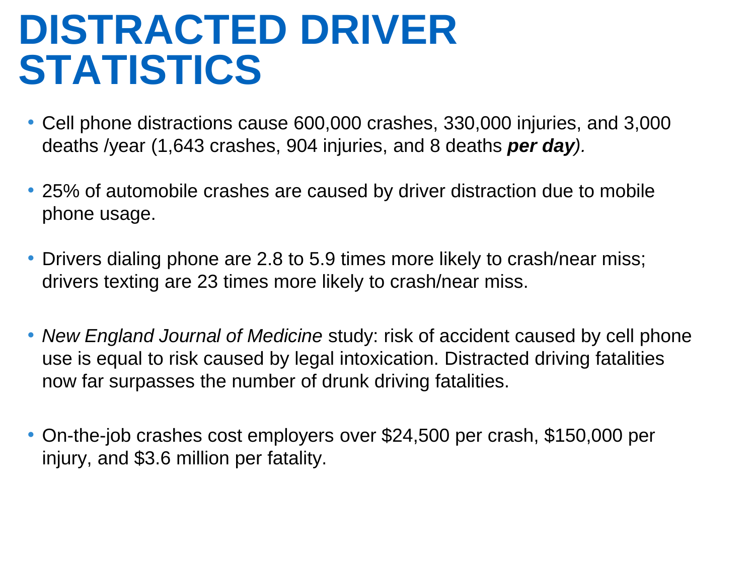# DISTRACTED DRIVER STATISTICS

- Cell phone distractions cause 600,000 crashes, 330,000 injuries, and 3,000 deaths /year (1,643 crashes, 904 injuries, and 8 deaths ***per day****).*

- 25% of automobile crashes are caused by driver distraction due to mobile phone usage.

- Drivers dialing phone are 2.8 to 5.9 times more likely to crash/near miss; drivers texting are 23 times more likely to crash/near miss.

- *New England Journal of Medicine* study: risk of accident caused by cell phone use is equal to risk caused by legal intoxication. Distracted driving fatalities now far surpasses the number of drunk driving fatalities.

- On-the-job crashes cost employers over $24,500 per crash, $150,000 per injury, and $3.6 million per fatality.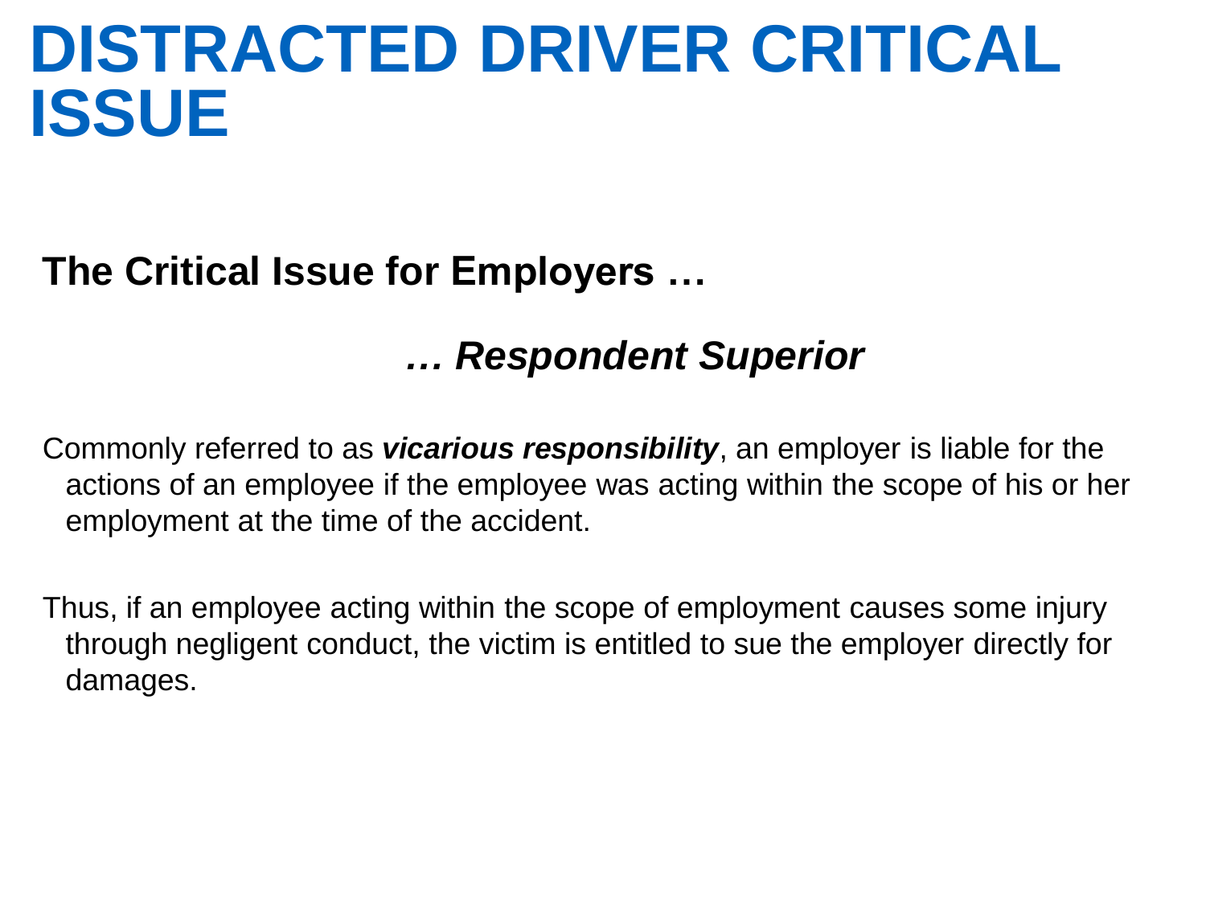# DISTRACTED DRIVER CRITICAL ISSUE

## The Critical Issue for Employers …

### *… Respondent Superior*

Commonly referred to as ***vicarious responsibility***, an employer is liable for the actions of an employee if the employee was acting within the scope of his or her employment at the time of the accident.

Thus, if an employee acting within the scope of employment causes some injury through negligent conduct, the victim is entitled to sue the employer directly for damages.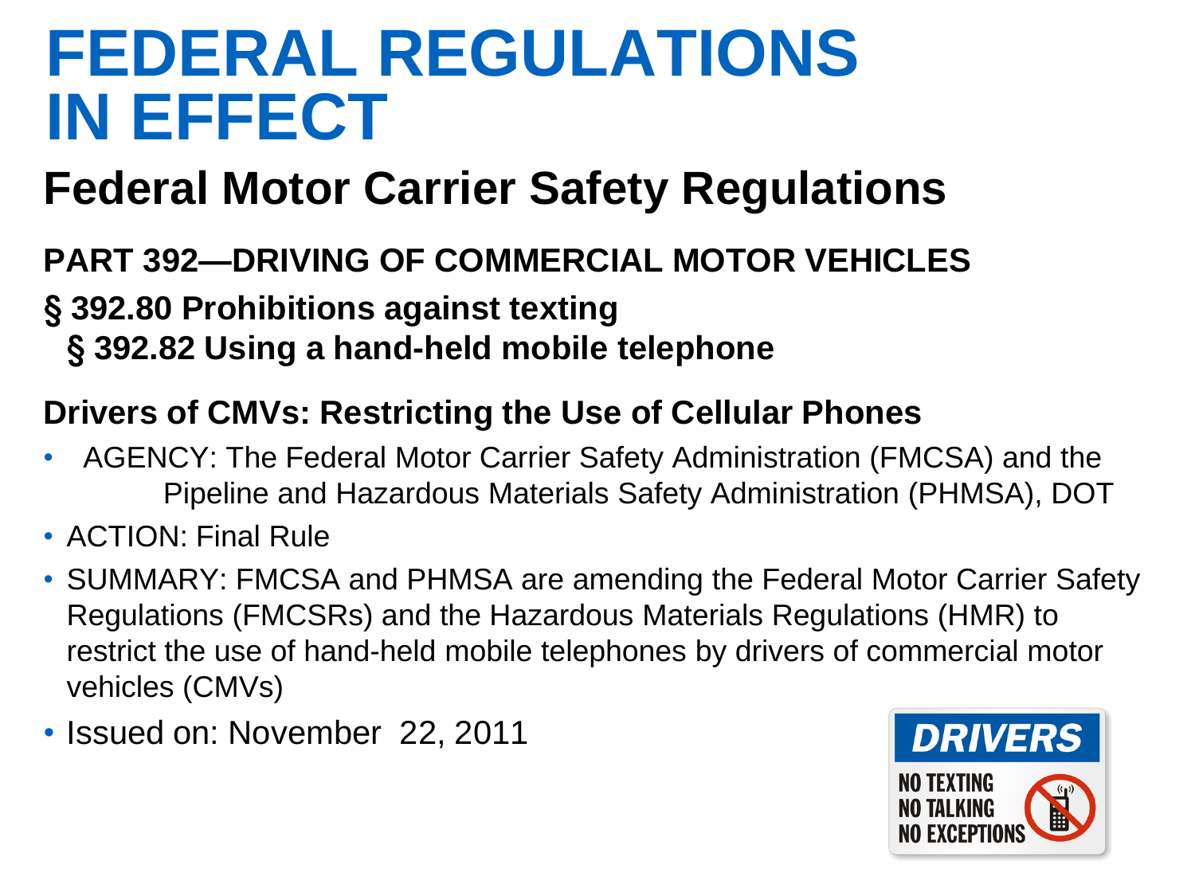# FEDERAL REGULATIONS IN EFFECT

## Federal Motor Carrier Safety Regulations

### PART 392—DRIVING OF COMMERCIAL MOTOR VEHICLES

**§ 392.80 Prohibitions against texting**

**§ 392.82 Using a hand-held mobile telephone**

### Drivers of CMVs: Restricting the Use of Cellular Phones

- AGENCY: The Federal Motor Carrier Safety Administration (FMCSA) and the Pipeline and Hazardous Materials Safety Administration (PHMSA), DOT
- ACTION: Final Rule
- SUMMARY: FMCSA and PHMSA are amending the Federal Motor Carrier Safety Regulations (FMCSRs) and the Hazardous Materials Regulations (HMR) to restrict the use of hand-held mobile telephones by drivers of commercial motor vehicles (CMVs)
- Issued on: November 22, 2011

DRIVERS

NO TEXTING
NO TALKING
NO EXCEPTIONS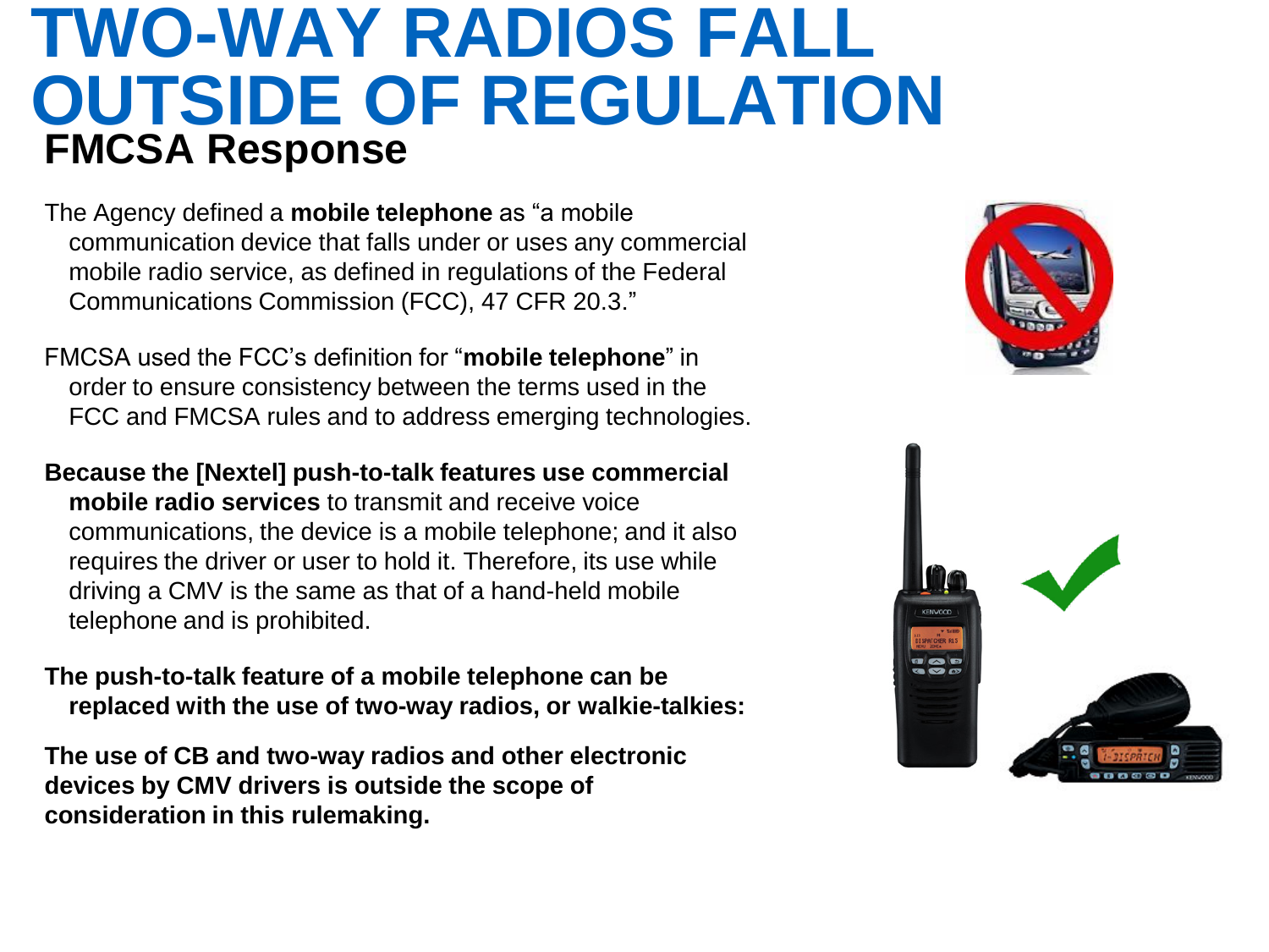# TWO-WAY RADIOS FALL OUTSIDE OF REGULATION

## FMCSA Response

The Agency defined a **mobile telephone** as “a mobile communication device that falls under or uses any commercial mobile radio service, as defined in regulations of the Federal Communications Commission (FCC), 47 CFR 20.3.”

FMCSA used the FCC’s definition for “**mobile telephone**” in order to ensure consistency between the terms used in the FCC and FMCSA rules and to address emerging technologies.

**Because the [Nextel] push-to-talk features use commercial mobile radio services** to transmit and receive voice communications, the device is a mobile telephone; and it also requires the driver or user to hold it. Therefore, its use while driving a CMV is the same as that of a hand-held mobile telephone and is prohibited.

**The push-to-talk feature of a mobile telephone can be replaced with the use of two-way radios, or walkie-talkies:**

**The use of CB and two-way radios and other electronic devices by CMV drivers is outside the scope of consideration in this rulemaking.**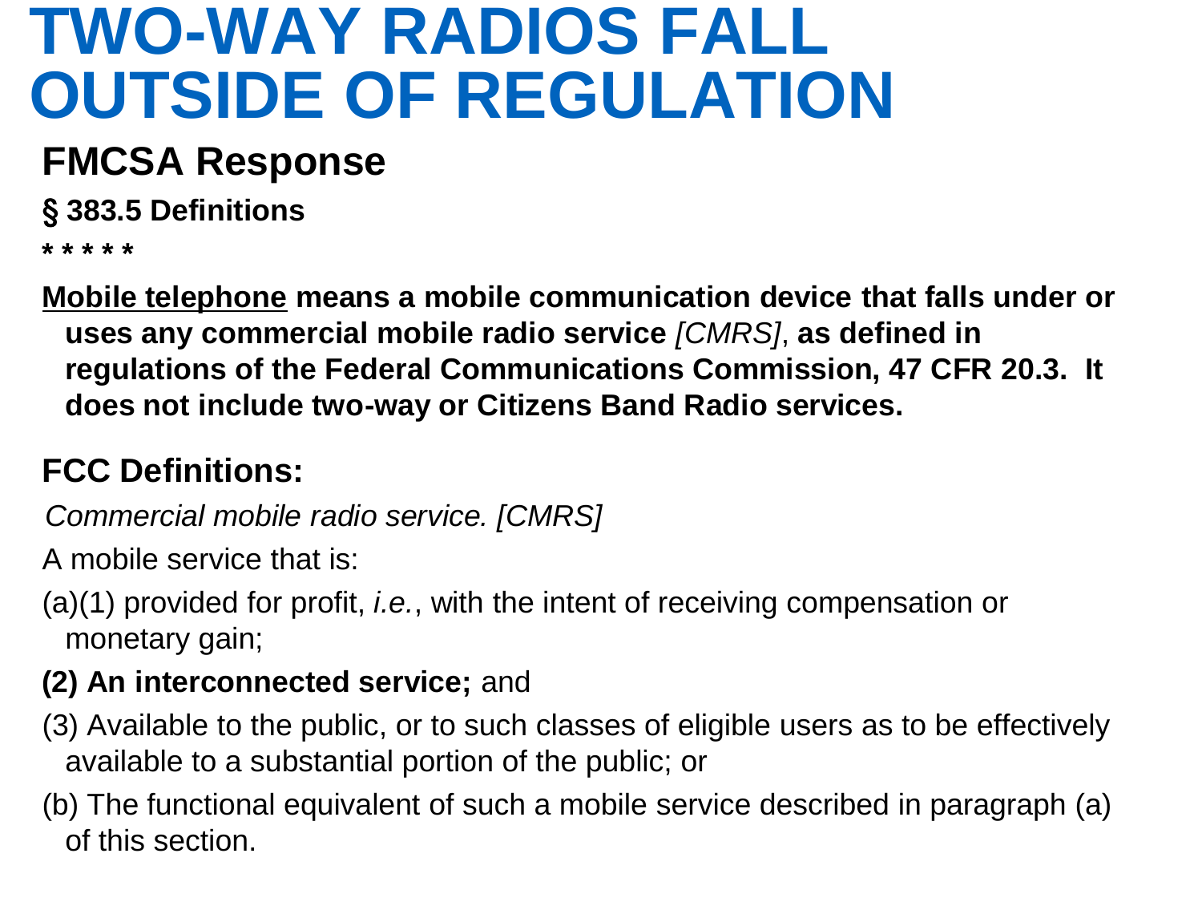# TWO-WAY RADIOS FALL OUTSIDE OF REGULATION

## FMCSA Response

**§ 383.5 Definitions**

**\* \* \* \* \***

<u>Mobile telephone</u> **means a mobile communication device that falls under or uses any commercial mobile radio service** *[CMRS]*, **as defined in regulations of the Federal Communications Commission, 47 CFR 20.3. It does not include two-way or Citizens Band Radio services.**

## FCC Definitions:

*Commercial mobile radio service. [CMRS]*

A mobile service that is:

(a)(1) provided for profit, *i.e.*, with the intent of receiving compensation or monetary gain;

**(2) An interconnected service;** and

(3) Available to the public, or to such classes of eligible users as to be effectively available to a substantial portion of the public; or

(b) The functional equivalent of such a mobile service described in paragraph (a) of this section.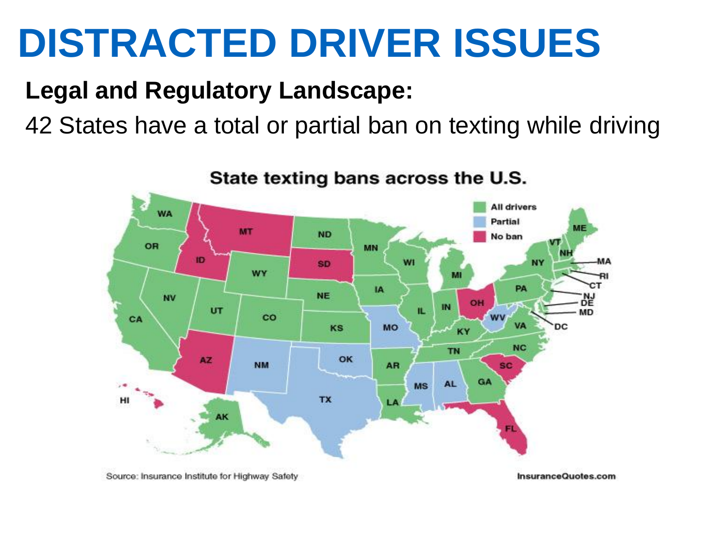# DISTRACTED DRIVER ISSUES

**Legal and Regulatory Landscape:**

42 States have a total or partial ban on texting while driving

State texting bans across the U.S.

- All drivers
- Partial
- No ban

Source: Insurance Institute for Highway Safety

InsuranceQuotes.com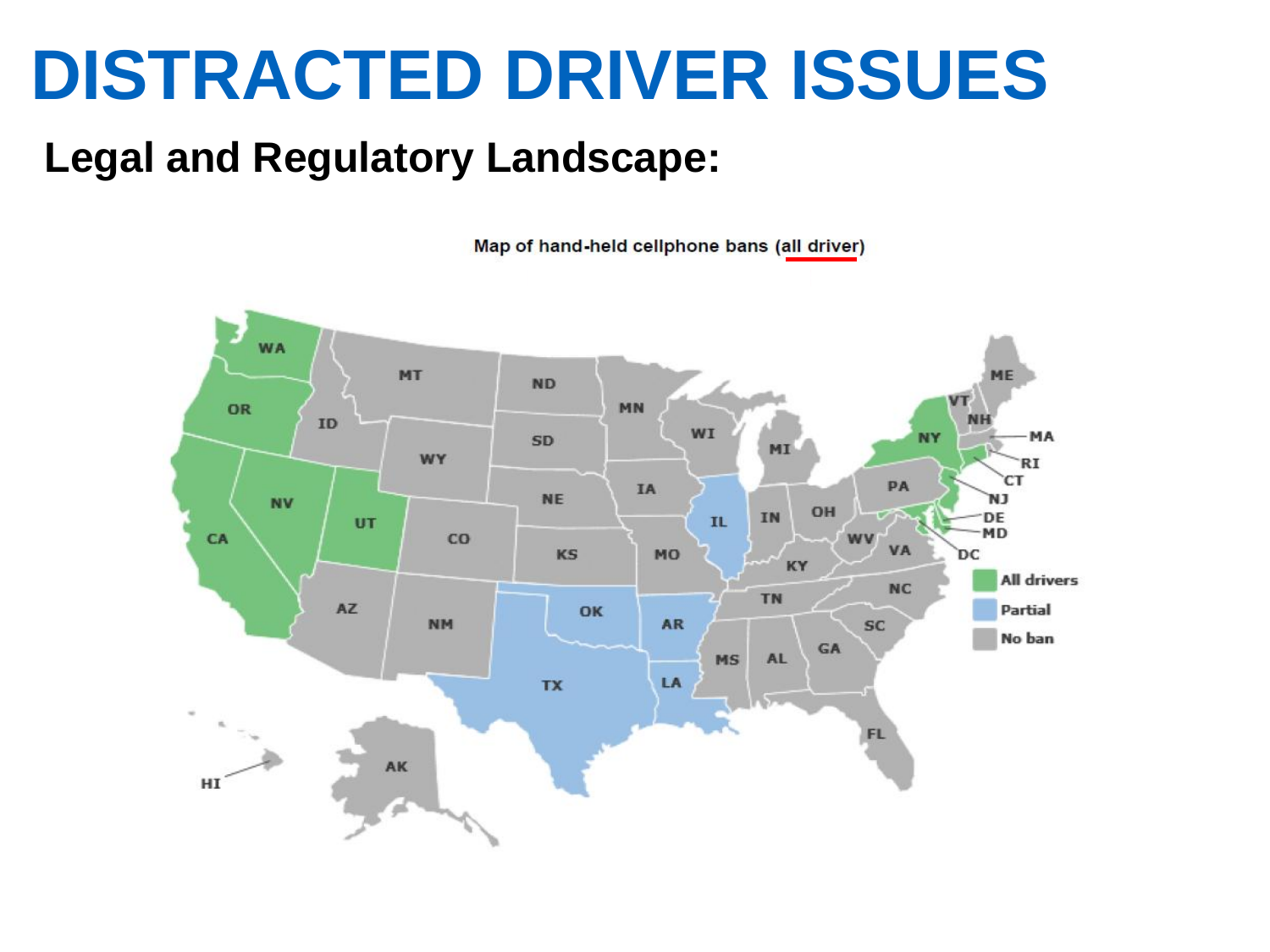# DISTRACTED DRIVER ISSUES

## Legal and Regulatory Landscape:

Map of hand-held cellphone bans (all driver)

All drivers

Partial

No ban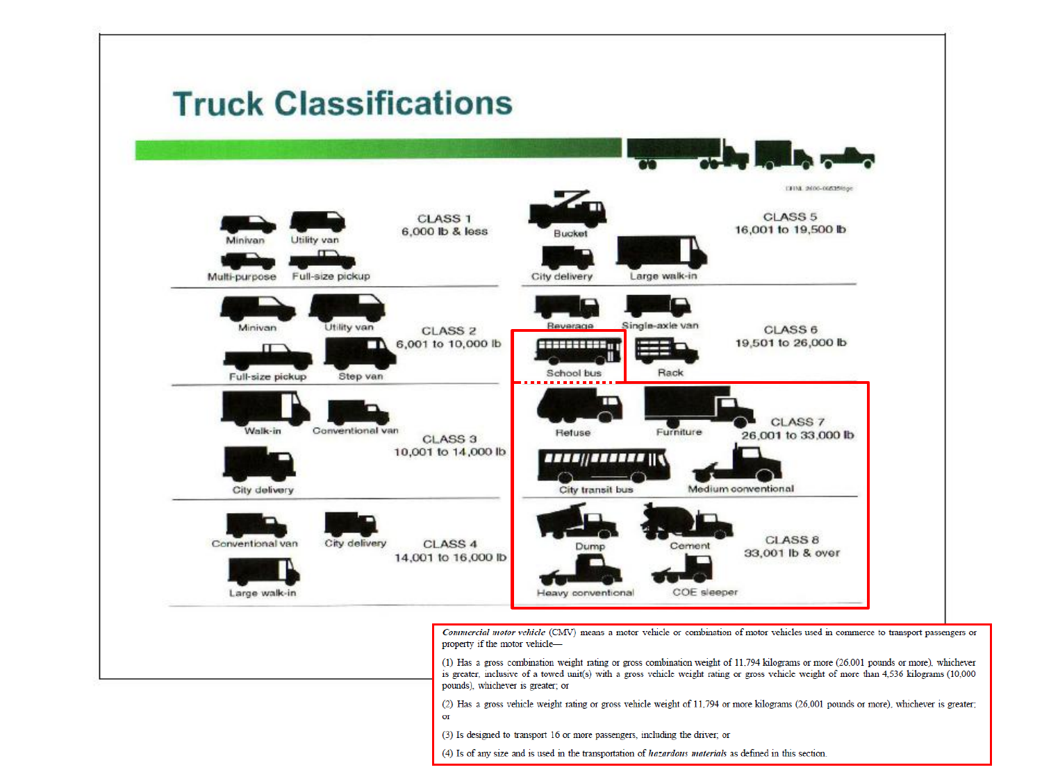# Truck Classifications

| Class | Weight | Vehicles |
|---|---|---|
| CLASS 1 | 6,000 lb & less | Minivan, Utility van, Multi-purpose, Full-size pickup |
| CLASS 2 | 6,001 to 10,000 lb | Minivan, Utility van, Full-size pickup, Step van |
| CLASS 3 | 10,001 to 14,000 lb | Walk-in, Conventional van, City delivery |
| CLASS 4 | 14,001 to 16,000 lb | Conventional van, City delivery, Large walk-in |
| CLASS 5 | 16,001 to 19,500 lb | Bucket, City delivery, Large walk-in |
| CLASS 6 | 19,501 to 26,000 lb | Beverage, Single-axle van, School bus, Rack |
| CLASS 7 | 26,001 to 33,000 lb | Refuse, Furniture, City transit bus, Medium conventional |
| CLASS 8 | 33,001 lb & over | Dump, Cement, Heavy conventional, COE sleeper |

*Commercial motor vehicle* (CMV) means a motor vehicle or combination of motor vehicles used in commerce to transport passengers or property if the motor vehicle—

(1) Has a gross combination weight rating or gross combination weight of 11,794 kilograms or more (26,001 pounds or more), whichever is greater, inclusive of a towed unit(s) with a gross vehicle weight rating or gross vehicle weight of more than 4,536 kilograms (10,000 pounds), whichever is greater; or

(2) Has a gross vehicle weight rating or gross vehicle weight of 11,794 or more kilograms (26,001 pounds or more), whichever is greater; or

(3) Is designed to transport 16 or more passengers, including the driver; or

(4) Is of any size and is used in the transportation of *hazardous materials* as defined in this section.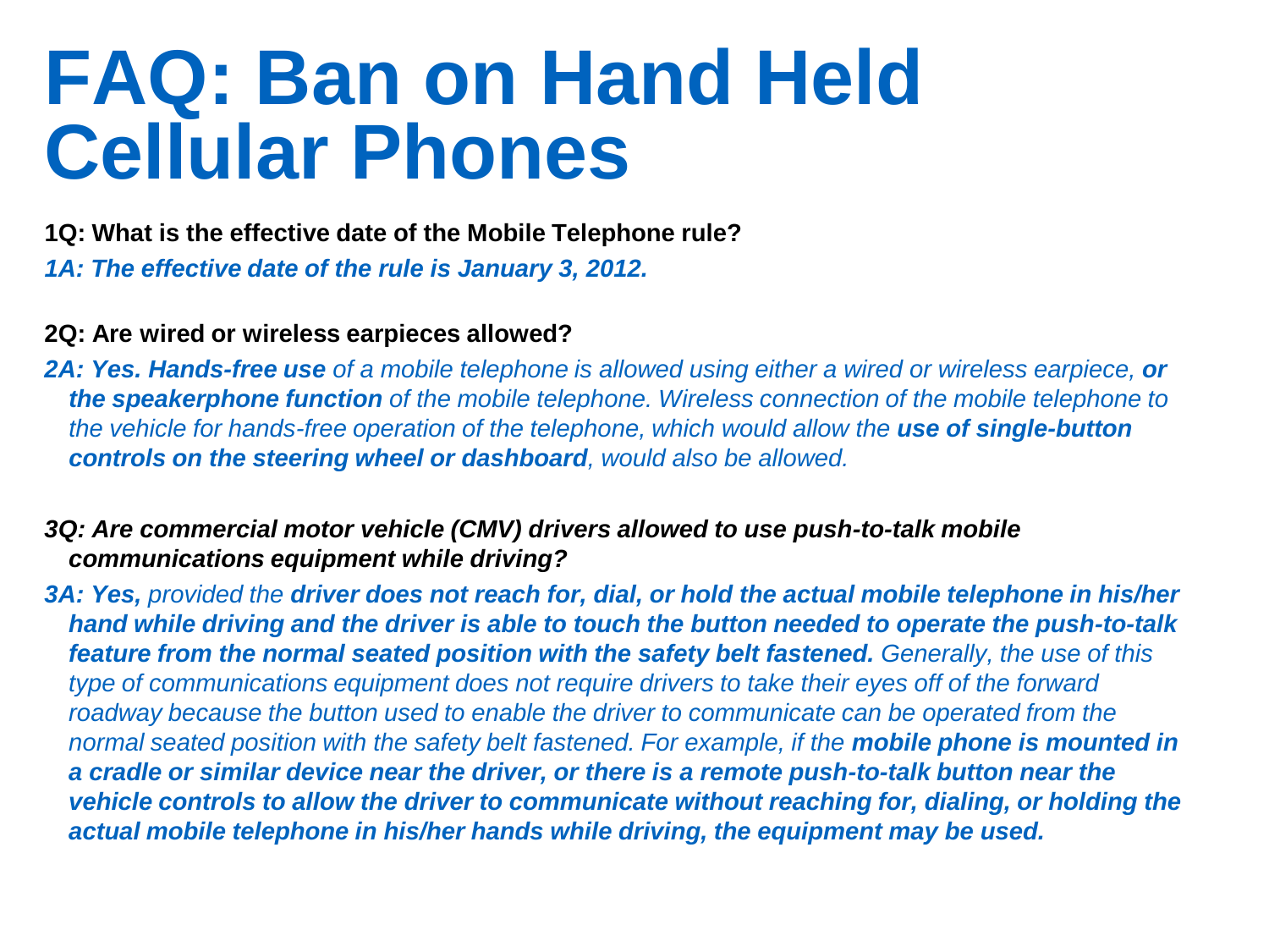# FAQ: Ban on Hand Held Cellular Phones

**1Q: What is the effective date of the Mobile Telephone rule?**

***1A: The effective date of the rule is January 3, 2012.***

**2Q: Are wired or wireless earpieces allowed?**

***2A: Yes. Hands-free use*** *of a mobile telephone is allowed using either a wired or wireless earpiece,* ***or the speakerphone function*** *of the mobile telephone. Wireless connection of the mobile telephone to the vehicle for hands-free operation of the telephone, which would allow the* ***use of single-button controls on the steering wheel or dashboard****, would also be allowed.*

***3Q: Are commercial motor vehicle (CMV) drivers allowed to use push-to-talk mobile communications equipment while driving?***

***3A: Yes,*** *provided the* ***driver does not reach for, dial, or hold the actual mobile telephone in his/her hand while driving and the driver is able to touch the button needed to operate the push-to-talk feature from the normal seated position with the safety belt fastened.*** *Generally, the use of this type of communications equipment does not require drivers to take their eyes off of the forward roadway because the button used to enable the driver to communicate can be operated from the normal seated position with the safety belt fastened. For example, if the* ***mobile phone is mounted in a cradle or similar device near the driver, or there is a remote push-to-talk button near the vehicle controls to allow the driver to communicate without reaching for, dialing, or holding the actual mobile telephone in his/her hands while driving, the equipment may be used.***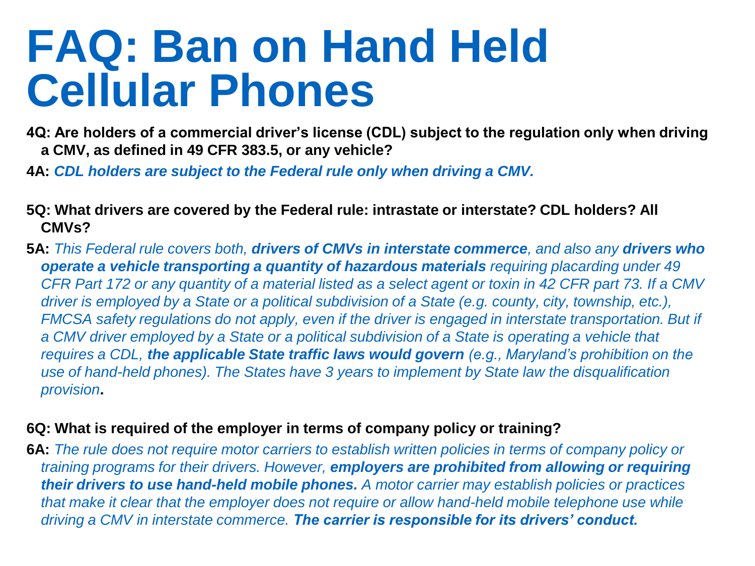# FAQ: Ban on Hand Held Cellular Phones

**4Q: Are holders of a commercial driver's license (CDL) subject to the regulation only when driving a CMV, as defined in 49 CFR 383.5, or any vehicle?**

**4A:** ***CDL holders are subject to the Federal rule only when driving a CMV.***

**5Q: What drivers are covered by the Federal rule: intrastate or interstate? CDL holders? All CMVs?**

**5A:** *This Federal rule covers both,* ***drivers of CMVs in interstate commerce****, and also any* ***drivers who operate a vehicle transporting a quantity of hazardous materials*** *requiring placarding under 49 CFR Part 172 or any quantity of a material listed as a select agent or toxin in 42 CFR part 73. If a CMV driver is employed by a State or a political subdivision of a State (e.g. county, city, township, etc.), FMCSA safety regulations do not apply, even if the driver is engaged in interstate transportation. But if a CMV driver employed by a State or a political subdivision of a State is operating a vehicle that requires a CDL,* ***the applicable State traffic laws would govern*** *(e.g., Maryland's prohibition on the use of hand-held phones). The States have 3 years to implement by State law the disqualification provision***.**

**6Q: What is required of the employer in terms of company policy or training?**

**6A:** *The rule does not require motor carriers to establish written policies in terms of company policy or training programs for their drivers. However,* ***employers are prohibited from allowing or requiring their drivers to use hand-held mobile phones.*** *A motor carrier may establish policies or practices that make it clear that the employer does not require or allow hand-held mobile telephone use while driving a CMV in interstate commerce.* ***The carrier is responsible for its drivers' conduct.***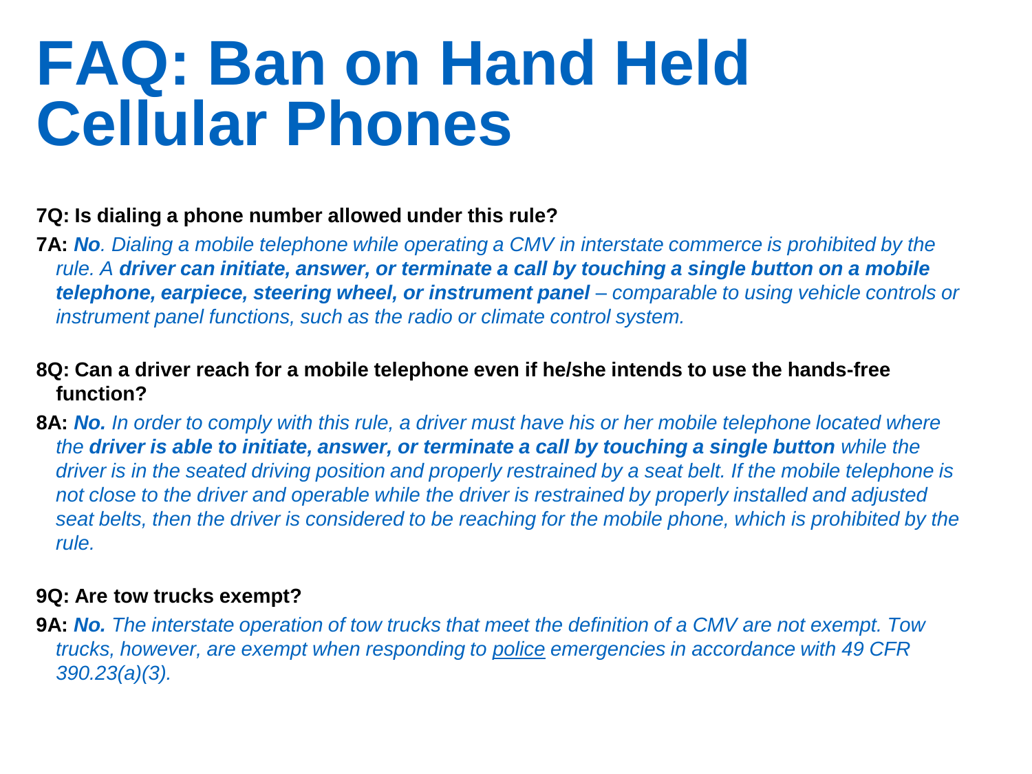# FAQ: Ban on Hand Held Cellular Phones

**7Q: Is dialing a phone number allowed under this rule?**

**7A:** ***No***. *Dialing a mobile telephone while operating a CMV in interstate commerce is prohibited by the rule. A* ***driver can initiate, answer, or terminate a call by touching a single button on a mobile telephone, earpiece, steering wheel, or instrument panel*** *– comparable to using vehicle controls or instrument panel functions, such as the radio or climate control system.*

**8Q: Can a driver reach for a mobile telephone even if he/she intends to use the hands-free function?**

**8A:** ***No.*** *In order to comply with this rule, a driver must have his or her mobile telephone located where the* ***driver is able to initiate, answer, or terminate a call by touching a single button*** *while the driver is in the seated driving position and properly restrained by a seat belt. If the mobile telephone is not close to the driver and operable while the driver is restrained by properly installed and adjusted seat belts, then the driver is considered to be reaching for the mobile phone, which is prohibited by the rule.*

**9Q: Are tow trucks exempt?**

**9A:** ***No.*** *The interstate operation of tow trucks that meet the definition of a CMV are not exempt. Tow trucks, however, are exempt when responding to <u>police</u> emergencies in accordance with 49 CFR 390.23(a)(3).*